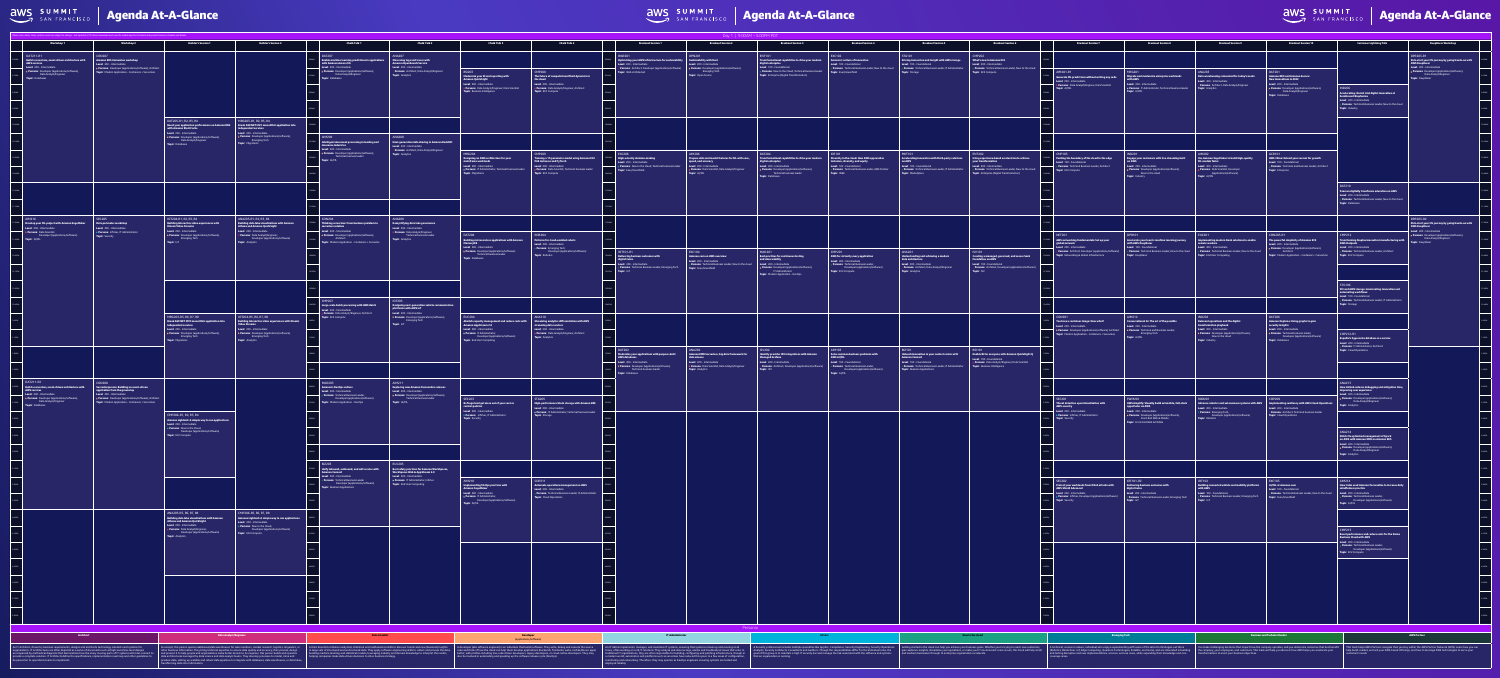# AWS Summit San Francisco

## Agenda At-A-Glance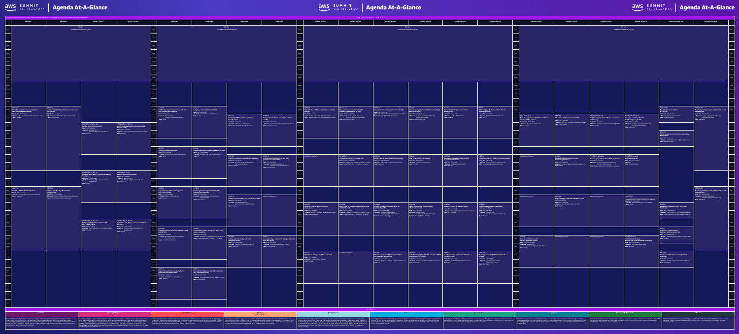# AWS Summit San Francisco

## Agenda At-A-Glance